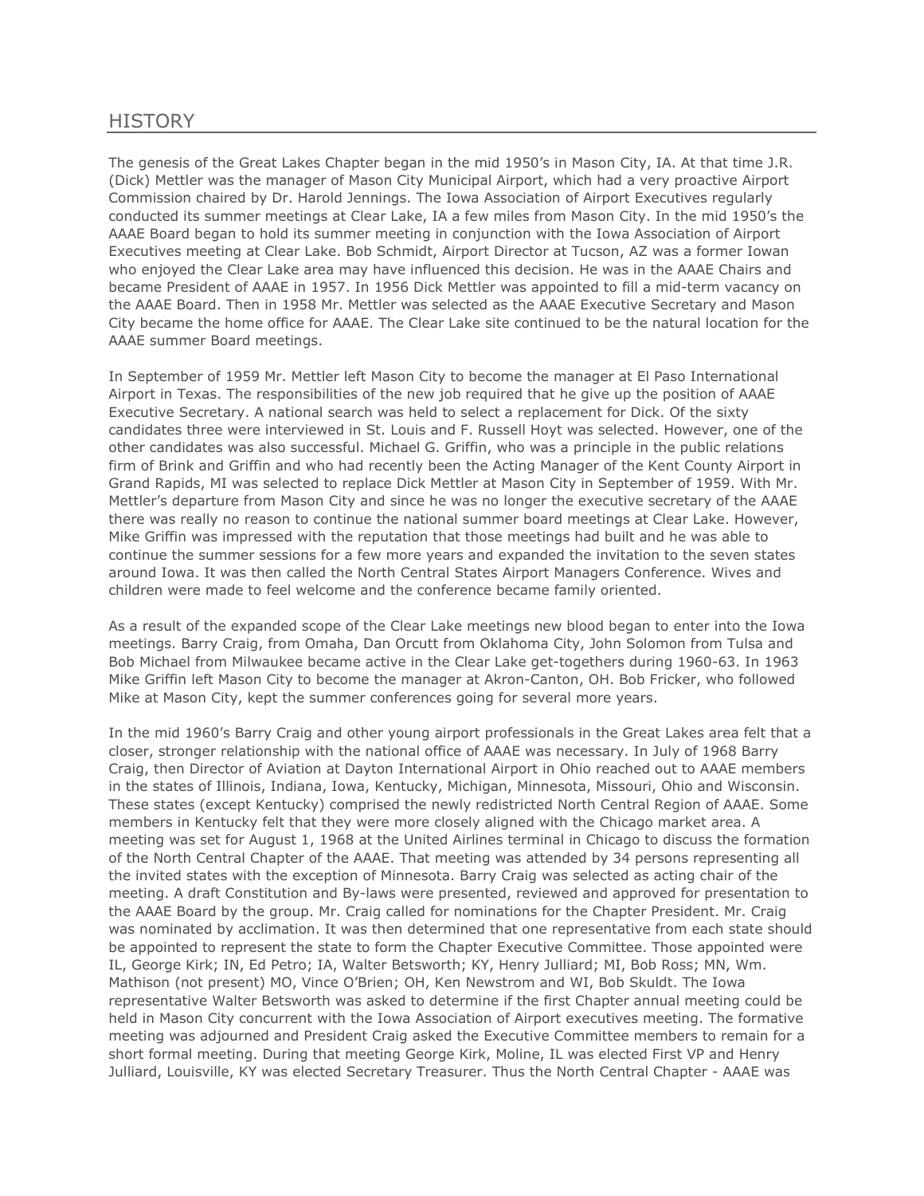## HISTORY

The genesis of the Great Lakes Chapter began in the mid 1950's in Mason City, IA. At that time J.R. (Dick) Mettler was the manager of Mason City Municipal Airport, which had a very proactive Airport Commission chaired by Dr. Harold Jennings. The Iowa Association of Airport Executives regularly conducted its summer meetings at Clear Lake, IA a few miles from Mason City. In the mid 1950's the AAAE Board began to hold its summer meeting in conjunction with the Iowa Association of Airport Executives meeting at Clear Lake. Bob Schmidt, Airport Director at Tucson, AZ was a former Iowan who enjoyed the Clear Lake area may have influenced this decision. He was in the AAAE Chairs and became President of AAAE in 1957. In 1956 Dick Mettler was appointed to fill a mid-term vacancy on the AAAE Board. Then in 1958 Mr. Mettler was selected as the AAAE Executive Secretary and Mason City became the home office for AAAE. The Clear Lake site continued to be the natural location for the AAAE summer Board meetings.

In September of 1959 Mr. Mettler left Mason City to become the manager at El Paso International Airport in Texas. The responsibilities of the new job required that he give up the position of AAAE Executive Secretary. A national search was held to select a replacement for Dick. Of the sixty candidates three were interviewed in St. Louis and F. Russell Hoyt was selected. However, one of the other candidates was also successful. Michael G. Griffin, who was a principle in the public relations firm of Brink and Griffin and who had recently been the Acting Manager of the Kent County Airport in Grand Rapids, MI was selected to replace Dick Mettler at Mason City in September of 1959. With Mr. Mettler's departure from Mason City and since he was no longer the executive secretary of the AAAE there was really no reason to continue the national summer board meetings at Clear Lake. However, Mike Griffin was impressed with the reputation that those meetings had built and he was able to continue the summer sessions for a few more years and expanded the invitation to the seven states around Iowa. It was then called the North Central States Airport Managers Conference. Wives and children were made to feel welcome and the conference became family oriented.

As a result of the expanded scope of the Clear Lake meetings new blood began to enter into the Iowa meetings. Barry Craig, from Omaha, Dan Orcutt from Oklahoma City, John Solomon from Tulsa and Bob Michael from Milwaukee became active in the Clear Lake get-togethers during 1960-63. In 1963 Mike Griffin left Mason City to become the manager at Akron-Canton, OH. Bob Fricker, who followed Mike at Mason City, kept the summer conferences going for several more years.

In the mid 1960's Barry Craig and other young airport professionals in the Great Lakes area felt that a closer, stronger relationship with the national office of AAAE was necessary. In July of 1968 Barry Craig, then Director of Aviation at Dayton International Airport in Ohio reached out to AAAE members in the states of Illinois, Indiana, Iowa, Kentucky, Michigan, Minnesota, Missouri, Ohio and Wisconsin. These states (except Kentucky) comprised the newly redistricted North Central Region of AAAE. Some members in Kentucky felt that they were more closely aligned with the Chicago market area. A meeting was set for August 1, 1968 at the United Airlines terminal in Chicago to discuss the formation of the North Central Chapter of the AAAE. That meeting was attended by 34 persons representing all the invited states with the exception of Minnesota. Barry Craig was selected as acting chair of the meeting. A draft Constitution and By-laws were presented, reviewed and approved for presentation to the AAAE Board by the group. Mr. Craig called for nominations for the Chapter President. Mr. Craig was nominated by acclimation. It was then determined that one representative from each state should be appointed to represent the state to form the Chapter Executive Committee. Those appointed were IL, George Kirk; IN, Ed Petro; IA, Walter Betsworth; KY, Henry Julliard; MI, Bob Ross; MN, Wm. Mathison (not present) MO, Vince O'Brien; OH, Ken Newstrom and WI, Bob Skuldt. The Iowa representative Walter Betsworth was asked to determine if the first Chapter annual meeting could be held in Mason City concurrent with the Iowa Association of Airport executives meeting. The formative meeting was adjourned and President Craig asked the Executive Committee members to remain for a short formal meeting. During that meeting George Kirk, Moline, IL was elected First VP and Henry Julliard, Louisville, KY was elected Secretary Treasurer. Thus the North Central Chapter - AAAE was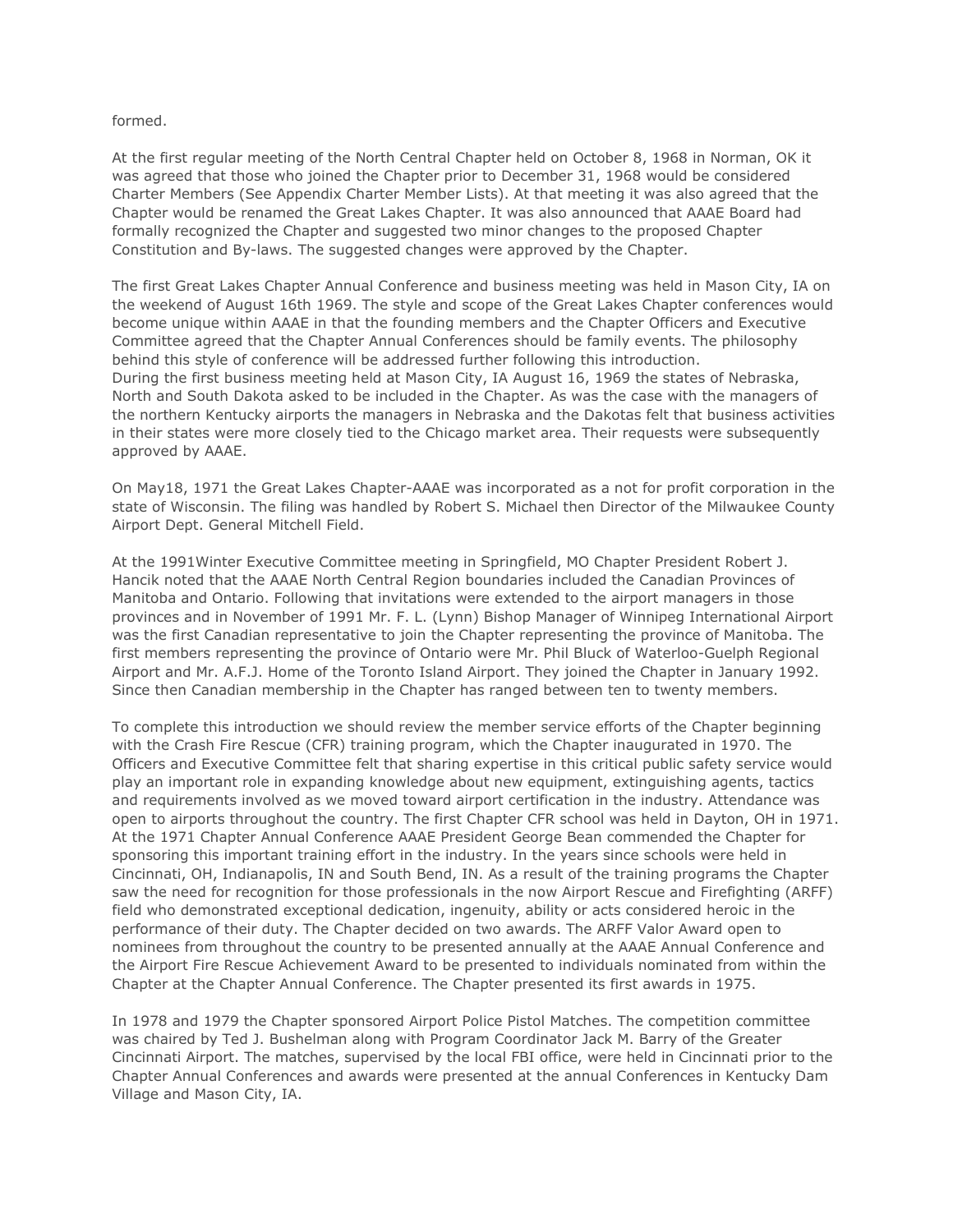formed.

At the first regular meeting of the North Central Chapter held on October 8, 1968 in Norman, OK it was agreed that those who joined the Chapter prior to December 31, 1968 would be considered Charter Members (See Appendix Charter Member Lists). At that meeting it was also agreed that the Chapter would be renamed the Great Lakes Chapter. It was also announced that AAAE Board had formally recognized the Chapter and suggested two minor changes to the proposed Chapter Constitution and By-laws. The suggested changes were approved by the Chapter.

The first Great Lakes Chapter Annual Conference and business meeting was held in Mason City, IA on the weekend of August 16th 1969. The style and scope of the Great Lakes Chapter conferences would become unique within AAAE in that the founding members and the Chapter Officers and Executive Committee agreed that the Chapter Annual Conferences should be family events. The philosophy behind this style of conference will be addressed further following this introduction.
During the first business meeting held at Mason City, IA August 16, 1969 the states of Nebraska, North and South Dakota asked to be included in the Chapter. As was the case with the managers of the northern Kentucky airports the managers in Nebraska and the Dakotas felt that business activities in their states were more closely tied to the Chicago market area. Their requests were subsequently approved by AAAE.

On May18, 1971 the Great Lakes Chapter-AAAE was incorporated as a not for profit corporation in the state of Wisconsin. The filing was handled by Robert S. Michael then Director of the Milwaukee County Airport Dept. General Mitchell Field.

At the 1991Winter Executive Committee meeting in Springfield, MO Chapter President Robert J. Hancik noted that the AAAE North Central Region boundaries included the Canadian Provinces of Manitoba and Ontario. Following that invitations were extended to the airport managers in those provinces and in November of 1991 Mr. F. L. (Lynn) Bishop Manager of Winnipeg International Airport was the first Canadian representative to join the Chapter representing the province of Manitoba. The first members representing the province of Ontario were Mr. Phil Bluck of Waterloo-Guelph Regional Airport and Mr. A.F.J. Home of the Toronto Island Airport. They joined the Chapter in January 1992. Since then Canadian membership in the Chapter has ranged between ten to twenty members.

To complete this introduction we should review the member service efforts of the Chapter beginning with the Crash Fire Rescue (CFR) training program, which the Chapter inaugurated in 1970. The Officers and Executive Committee felt that sharing expertise in this critical public safety service would play an important role in expanding knowledge about new equipment, extinguishing agents, tactics and requirements involved as we moved toward airport certification in the industry. Attendance was open to airports throughout the country. The first Chapter CFR school was held in Dayton, OH in 1971. At the 1971 Chapter Annual Conference AAAE President George Bean commended the Chapter for sponsoring this important training effort in the industry. In the years since schools were held in Cincinnati, OH, Indianapolis, IN and South Bend, IN. As a result of the training programs the Chapter saw the need for recognition for those professionals in the now Airport Rescue and Firefighting (ARFF) field who demonstrated exceptional dedication, ingenuity, ability or acts considered heroic in the performance of their duty. The Chapter decided on two awards. The ARFF Valor Award open to nominees from throughout the country to be presented annually at the AAAE Annual Conference and the Airport Fire Rescue Achievement Award to be presented to individuals nominated from within the Chapter at the Chapter Annual Conference. The Chapter presented its first awards in 1975.

In 1978 and 1979 the Chapter sponsored Airport Police Pistol Matches. The competition committee was chaired by Ted J. Bushelman along with Program Coordinator Jack M. Barry of the Greater Cincinnati Airport. The matches, supervised by the local FBI office, were held in Cincinnati prior to the Chapter Annual Conferences and awards were presented at the annual Conferences in Kentucky Dam Village and Mason City, IA.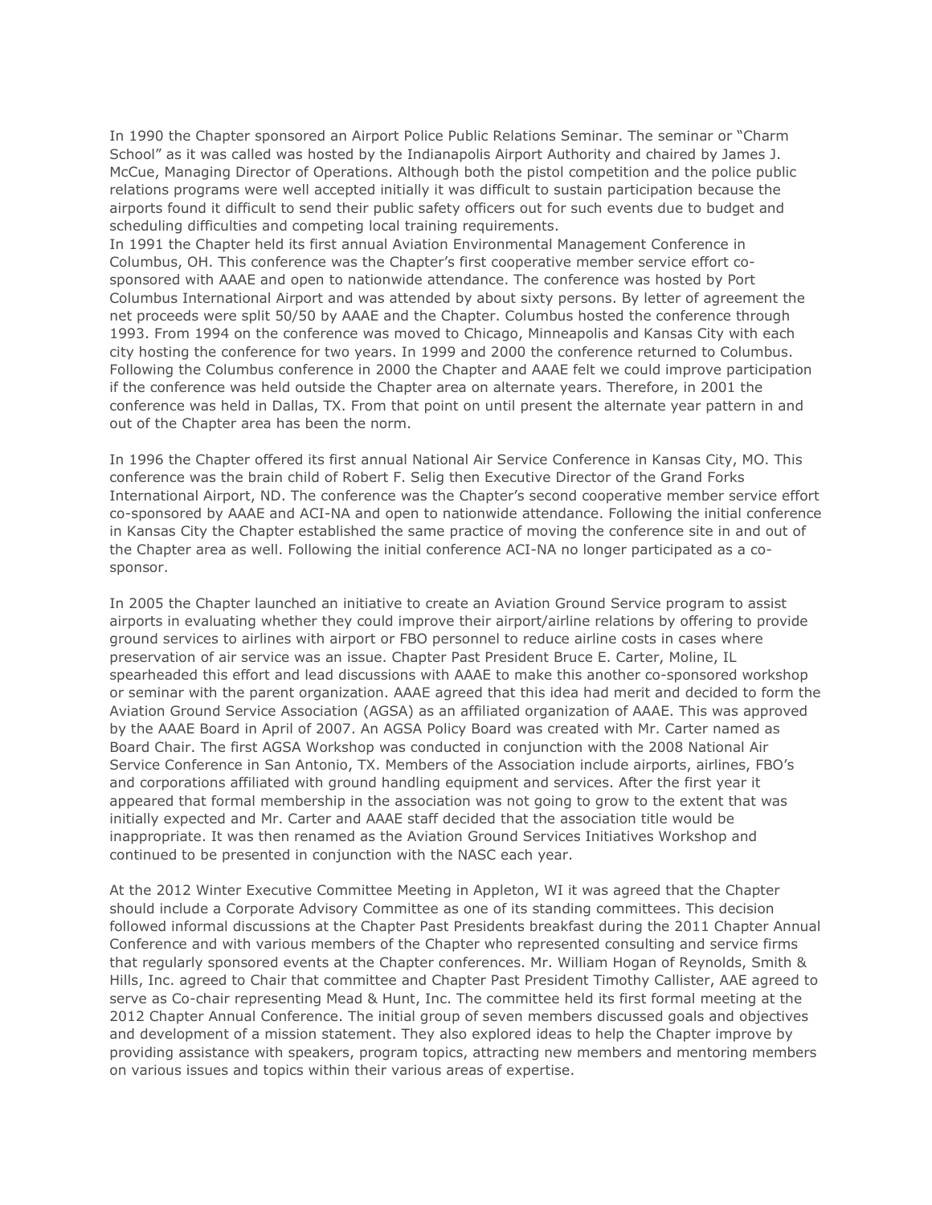In 1990 the Chapter sponsored an Airport Police Public Relations Seminar. The seminar or "Charm School" as it was called was hosted by the Indianapolis Airport Authority and chaired by James J. McCue, Managing Director of Operations. Although both the pistol competition and the police public relations programs were well accepted initially it was difficult to sustain participation because the airports found it difficult to send their public safety officers out for such events due to budget and scheduling difficulties and competing local training requirements.

In 1991 the Chapter held its first annual Aviation Environmental Management Conference in Columbus, OH. This conference was the Chapter's first cooperative member service effort co-sponsored with AAAE and open to nationwide attendance. The conference was hosted by Port Columbus International Airport and was attended by about sixty persons. By letter of agreement the net proceeds were split 50/50 by AAAE and the Chapter. Columbus hosted the conference through 1993. From 1994 on the conference was moved to Chicago, Minneapolis and Kansas City with each city hosting the conference for two years. In 1999 and 2000 the conference returned to Columbus. Following the Columbus conference in 2000 the Chapter and AAAE felt we could improve participation if the conference was held outside the Chapter area on alternate years. Therefore, in 2001 the conference was held in Dallas, TX. From that point on until present the alternate year pattern in and out of the Chapter area has been the norm.

In 1996 the Chapter offered its first annual National Air Service Conference in Kansas City, MO. This conference was the brain child of Robert F. Selig then Executive Director of the Grand Forks International Airport, ND. The conference was the Chapter's second cooperative member service effort co-sponsored by AAAE and ACI-NA and open to nationwide attendance. Following the initial conference in Kansas City the Chapter established the same practice of moving the conference site in and out of the Chapter area as well. Following the initial conference ACI-NA no longer participated as a co-sponsor.

In 2005 the Chapter launched an initiative to create an Aviation Ground Service program to assist airports in evaluating whether they could improve their airport/airline relations by offering to provide ground services to airlines with airport or FBO personnel to reduce airline costs in cases where preservation of air service was an issue. Chapter Past President Bruce E. Carter, Moline, IL spearheaded this effort and lead discussions with AAAE to make this another co-sponsored workshop or seminar with the parent organization. AAAE agreed that this idea had merit and decided to form the Aviation Ground Service Association (AGSA) as an affiliated organization of AAAE. This was approved by the AAAE Board in April of 2007. An AGSA Policy Board was created with Mr. Carter named as Board Chair. The first AGSA Workshop was conducted in conjunction with the 2008 National Air Service Conference in San Antonio, TX. Members of the Association include airports, airlines, FBO's and corporations affiliated with ground handling equipment and services. After the first year it appeared that formal membership in the association was not going to grow to the extent that was initially expected and Mr. Carter and AAAE staff decided that the association title would be inappropriate. It was then renamed as the Aviation Ground Services Initiatives Workshop and continued to be presented in conjunction with the NASC each year.

At the 2012 Winter Executive Committee Meeting in Appleton, WI it was agreed that the Chapter should include a Corporate Advisory Committee as one of its standing committees. This decision followed informal discussions at the Chapter Past Presidents breakfast during the 2011 Chapter Annual Conference and with various members of the Chapter who represented consulting and service firms that regularly sponsored events at the Chapter conferences. Mr. William Hogan of Reynolds, Smith & Hills, Inc. agreed to Chair that committee and Chapter Past President Timothy Callister, AAE agreed to serve as Co-chair representing Mead & Hunt, Inc. The committee held its first formal meeting at the 2012 Chapter Annual Conference. The initial group of seven members discussed goals and objectives and development of a mission statement. They also explored ideas to help the Chapter improve by providing assistance with speakers, program topics, attracting new members and mentoring members on various issues and topics within their various areas of expertise.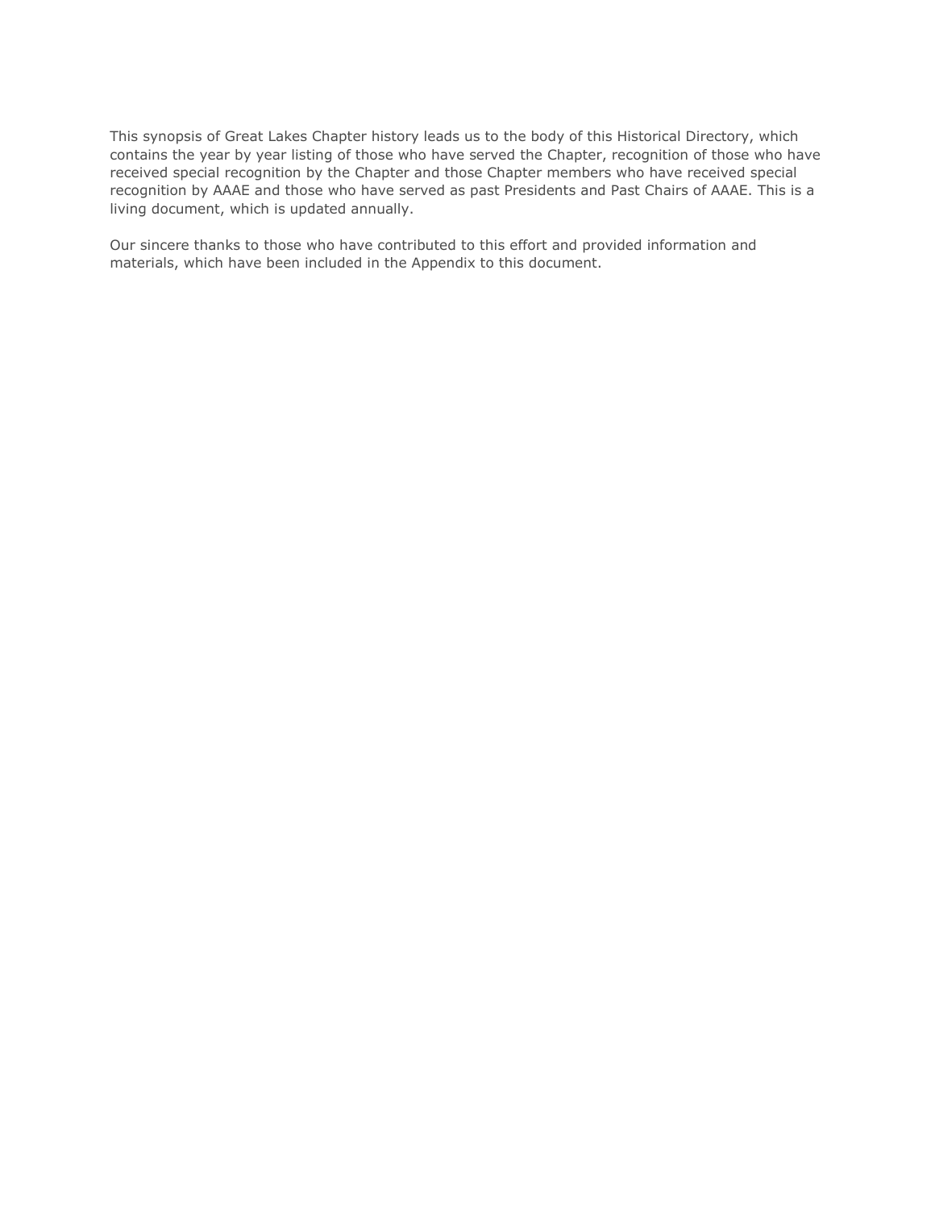This synopsis of Great Lakes Chapter history leads us to the body of this Historical Directory, which contains the year by year listing of those who have served the Chapter, recognition of those who have received special recognition by the Chapter and those Chapter members who have received special recognition by AAAE and those who have served as past Presidents and Past Chairs of AAAE. This is a living document, which is updated annually.

Our sincere thanks to those who have contributed to this effort and provided information and materials, which have been included in the Appendix to this document.